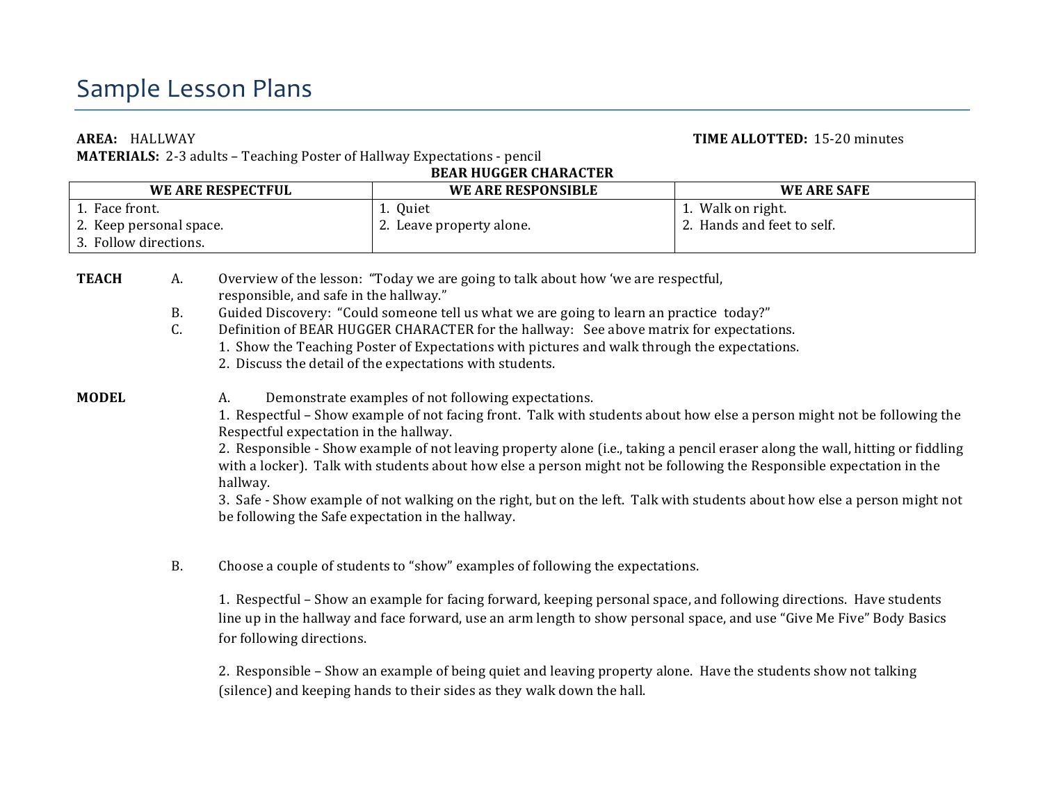# Sample Lesson Plans

**AREA:** HALLWAY **TIME ALLOTTED:** 15-20 minutes

**MATERIALS:** 2-3 adults – Teaching Poster of Hallway Expectations - pencil

**BEAR HUGGER CHARACTER**

| WE ARE RESPECTFUL | WE ARE RESPONSIBLE | WE ARE SAFE |
|---|---|---|
| 1. Face front.<br>2. Keep personal space.<br>3. Follow directions. | 1. Quiet<br>2. Leave property alone. | 1. Walk on right.<br>2. Hands and feet to self. |

**TEACH**

A. Overview of the lesson: "Today we are going to talk about how 'we are respectful, responsible, and safe in the hallway."

B. Guided Discovery: "Could someone tell us what we are going to learn an practice today?"

C. Definition of BEAR HUGGER CHARACTER for the hallway: See above matrix for expectations.

1. Show the Teaching Poster of Expectations with pictures and walk through the expectations.
2. Discuss the detail of the expectations with students.

**MODEL**

A. Demonstrate examples of not following expectations.

1. Respectful – Show example of not facing front. Talk with students about how else a person might not be following the Respectful expectation in the hallway.
2. Responsible - Show example of not leaving property alone (i.e., taking a pencil eraser along the wall, hitting or fiddling with a locker). Talk with students about how else a person might not be following the Responsible expectation in the hallway.
3. Safe - Show example of not walking on the right, but on the left. Talk with students about how else a person might not be following the Safe expectation in the hallway.

B. Choose a couple of students to "show" examples of following the expectations.

1. Respectful – Show an example for facing forward, keeping personal space, and following directions. Have students line up in the hallway and face forward, use an arm length to show personal space, and use "Give Me Five" Body Basics for following directions.

2. Responsible – Show an example of being quiet and leaving property alone. Have the students show not talking (silence) and keeping hands to their sides as they walk down the hall.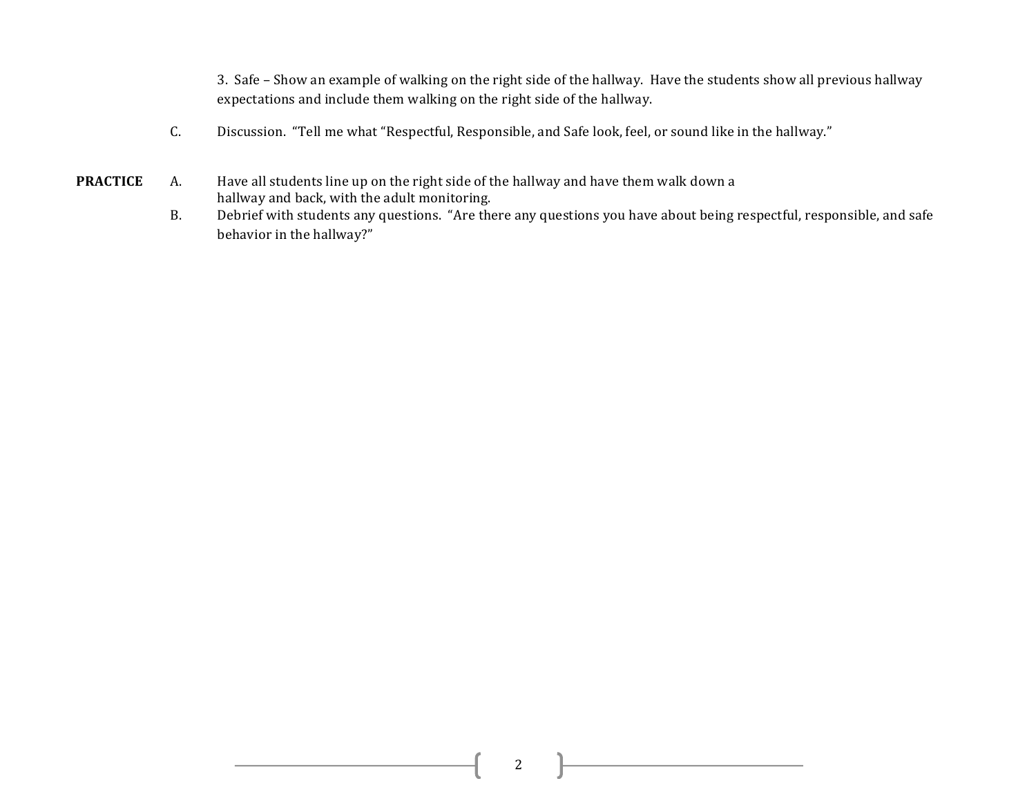3. Safe – Show an example of walking on the right side of the hallway. Have the students show all previous hallway expectations and include them walking on the right side of the hallway.

C. Discussion. "Tell me what "Respectful, Responsible, and Safe look, feel, or sound like in the hallway."

**PRACTICE**

A. Have all students line up on the right side of the hallway and have them walk down a hallway and back, with the adult monitoring.

B. Debrief with students any questions. "Are there any questions you have about being respectful, responsible, and safe behavior in the hallway?"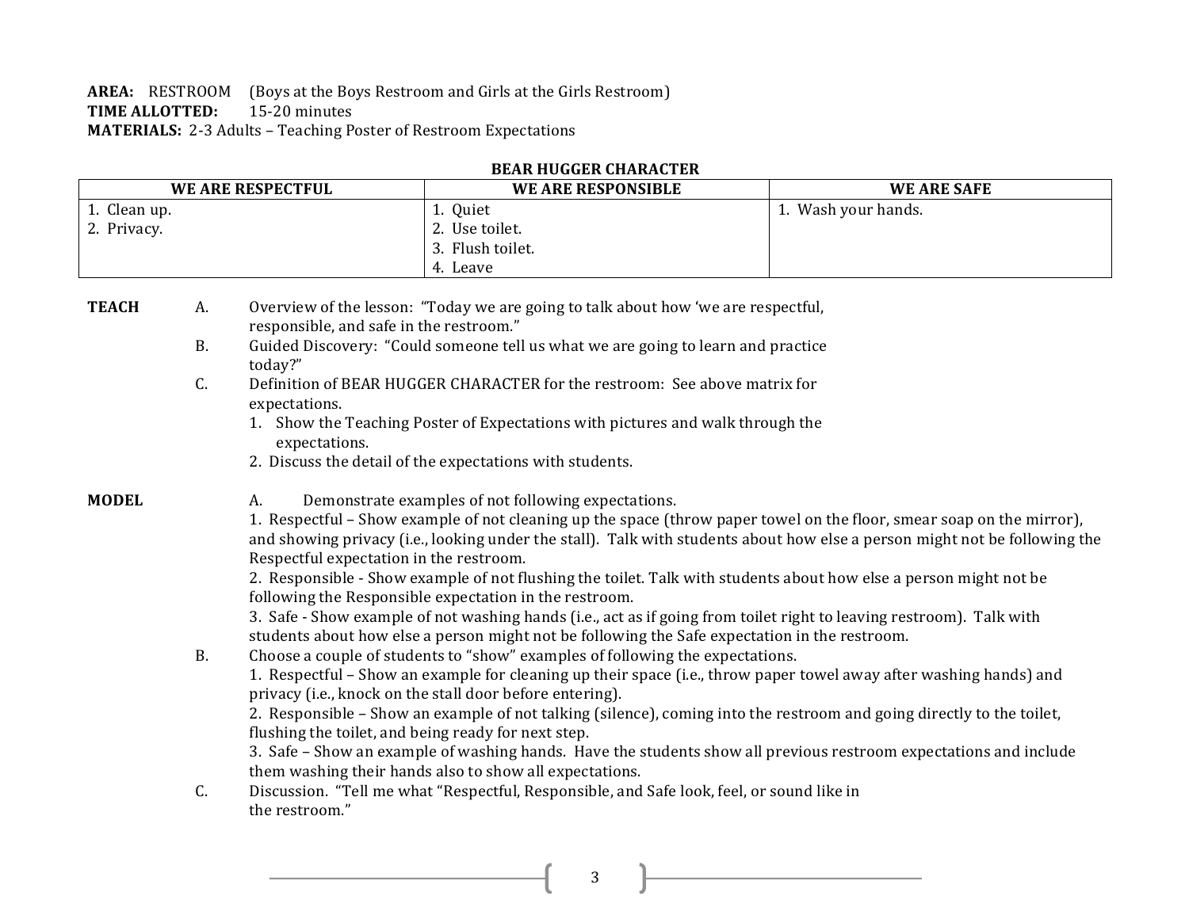**AREA:** RESTROOM (Boys at the Boys Restroom and Girls at the Girls Restroom)
**TIME ALLOTTED:** 15-20 minutes
**MATERIALS:** 2-3 Adults – Teaching Poster of Restroom Expectations

**BEAR HUGGER CHARACTER**

| WE ARE RESPECTFUL | WE ARE RESPONSIBLE | WE ARE SAFE |
|---|---|---|
| 1. Clean up.<br>2. Privacy. | 1. Quiet<br>2. Use toilet.<br>3. Flush toilet.<br>4. Leave | 1. Wash your hands. |

**TEACH**

A. Overview of the lesson: "Today we are going to talk about how 'we are respectful, responsible, and safe in the restroom."

B. Guided Discovery: "Could someone tell us what we are going to learn and practice today?"

C. Definition of BEAR HUGGER CHARACTER for the restroom: See above matrix for expectations.
   1. Show the Teaching Poster of Expectations with pictures and walk through the expectations.
   2. Discuss the detail of the expectations with students.

**MODEL**

A. Demonstrate examples of not following expectations.
   1. Respectful – Show example of not cleaning up the space (throw paper towel on the floor, smear soap on the mirror), and showing privacy (i.e., looking under the stall). Talk with students about how else a person might not be following the Respectful expectation in the restroom.
   2. Responsible - Show example of not flushing the toilet. Talk with students about how else a person might not be following the Responsible expectation in the restroom.
   3. Safe - Show example of not washing hands (i.e., act as if going from toilet right to leaving restroom). Talk with students about how else a person might not be following the Safe expectation in the restroom.

B. Choose a couple of students to "show" examples of following the expectations.
   1. Respectful – Show an example for cleaning up their space (i.e., throw paper towel away after washing hands) and privacy (i.e., knock on the stall door before entering).
   2. Responsible – Show an example of not talking (silence), coming into the restroom and going directly to the toilet, flushing the toilet, and being ready for next step.
   3. Safe – Show an example of washing hands. Have the students show all previous restroom expectations and include them washing their hands also to show all expectations.

C. Discussion. "Tell me what "Respectful, Responsible, and Safe look, feel, or sound like in the restroom."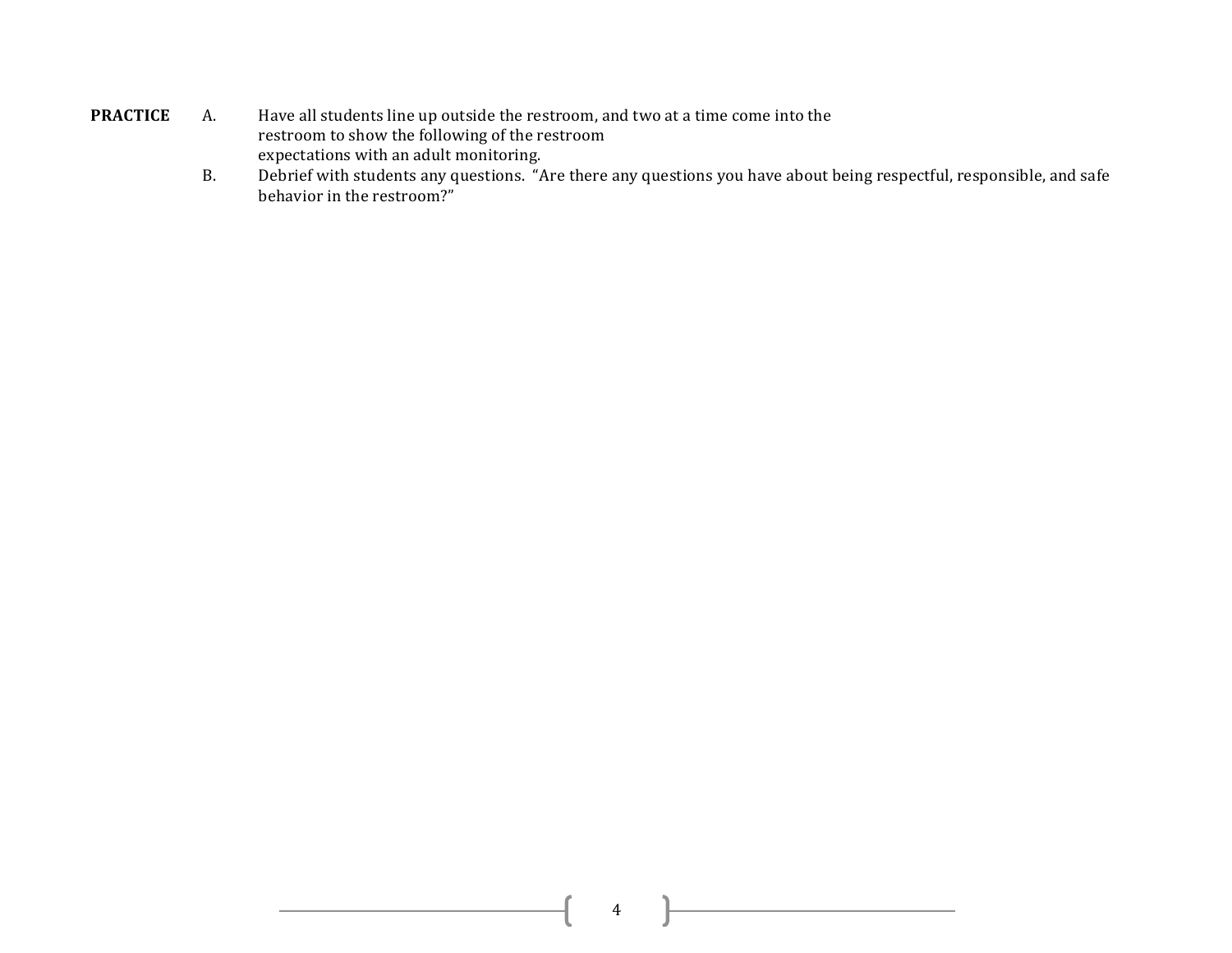**PRACTICE**

A. Have all students line up outside the restroom, and two at a time come into the restroom to show the following of the restroom expectations with an adult monitoring.

B. Debrief with students any questions. "Are there any questions you have about being respectful, responsible, and safe behavior in the restroom?"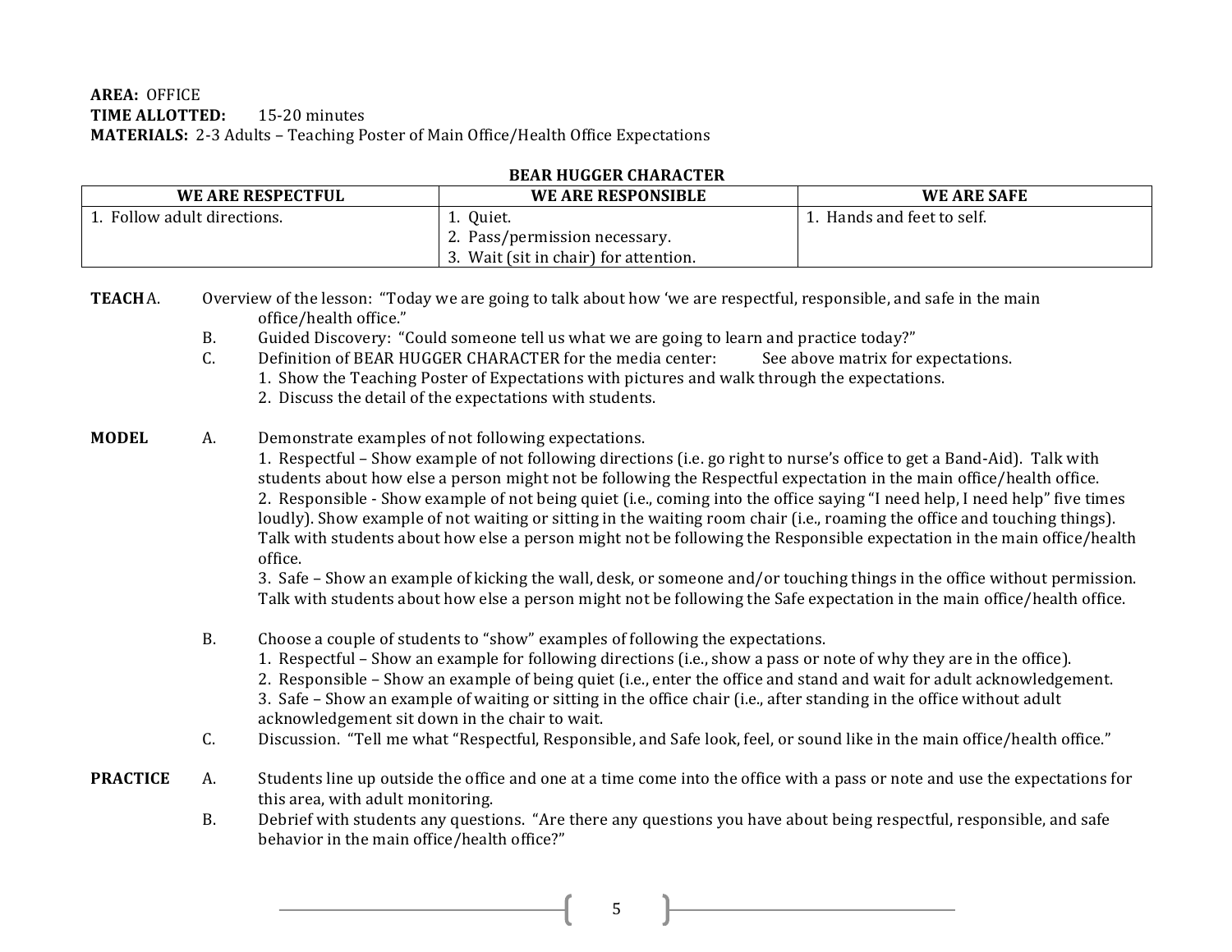**AREA:** OFFICE
**TIME ALLOTTED:** 15-20 minutes
**MATERIALS:** 2-3 Adults – Teaching Poster of Main Office/Health Office Expectations

**BEAR HUGGER CHARACTER**

| WE ARE RESPECTFUL | WE ARE RESPONSIBLE | WE ARE SAFE |
|---|---|---|
| 1. Follow adult directions. | 1. Quiet.<br>2. Pass/permission necessary.<br>3. Wait (sit in chair) for attention. | 1. Hands and feet to self. |

**TEACH**

A. Overview of the lesson: "Today we are going to talk about how 'we are respectful, responsible, and safe in the main office/health office."

B. Guided Discovery: "Could someone tell us what we are going to learn and practice today?"

C. Definition of BEAR HUGGER CHARACTER for the media center: See above matrix for expectations.
   1. Show the Teaching Poster of Expectations with pictures and walk through the expectations.
   2. Discuss the detail of the expectations with students.

**MODEL**

A. Demonstrate examples of not following expectations.
   1. Respectful – Show example of not following directions (i.e. go right to nurse's office to get a Band-Aid). Talk with students about how else a person might not be following the Respectful expectation in the main office/health office.
   2. Responsible - Show example of not being quiet (i.e., coming into the office saying "I need help, I need help" five times loudly). Show example of not waiting or sitting in the waiting room chair (i.e., roaming the office and touching things). Talk with students about how else a person might not be following the Responsible expectation in the main office/health office.
   3. Safe – Show an example of kicking the wall, desk, or someone and/or touching things in the office without permission. Talk with students about how else a person might not be following the Safe expectation in the main office/health office.

B. Choose a couple of students to "show" examples of following the expectations.
   1. Respectful – Show an example for following directions (i.e., show a pass or note of why they are in the office).
   2. Responsible – Show an example of being quiet (i.e., enter the office and stand and wait for adult acknowledgement.
   3. Safe – Show an example of waiting or sitting in the office chair (i.e., after standing in the office without adult acknowledgement sit down in the chair to wait.

C. Discussion. "Tell me what "Respectful, Responsible, and Safe look, feel, or sound like in the main office/health office."

**PRACTICE**

A. Students line up outside the office and one at a time come into the office with a pass or note and use the expectations for this area, with adult monitoring.

B. Debrief with students any questions. "Are there any questions you have about being respectful, responsible, and safe behavior in the main office/health office?"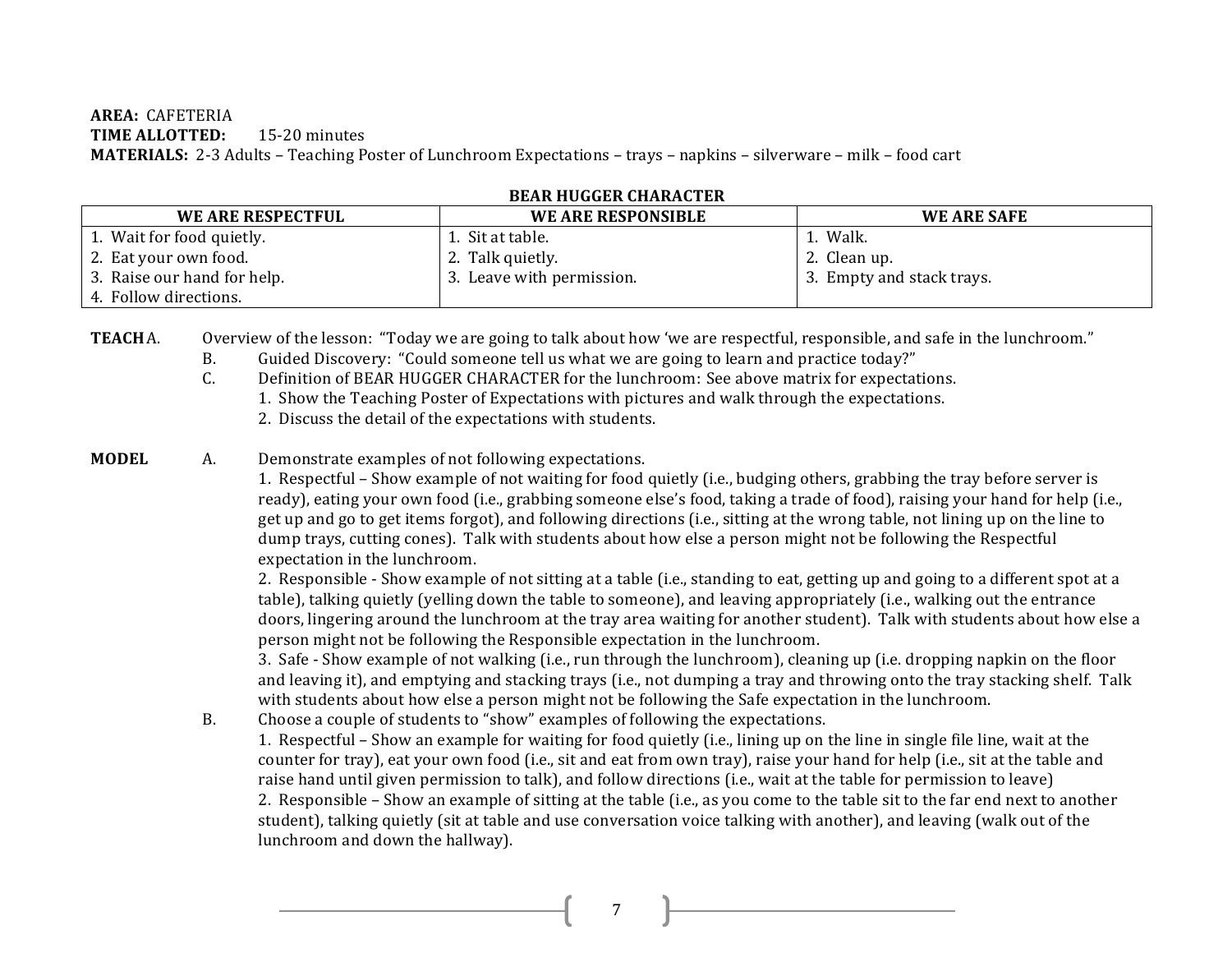**AREA:** CAFETERIA
**TIME ALLOTTED:** 15-20 minutes
**MATERIALS:** 2-3 Adults – Teaching Poster of Lunchroom Expectations – trays – napkins – silverware – milk – food cart

**BEAR HUGGER CHARACTER**

| WE ARE RESPECTFUL | WE ARE RESPONSIBLE | WE ARE SAFE |
|---|---|---|
| 1. Wait for food quietly. | 1. Sit at table. | 1. Walk. |
| 2. Eat your own food. | 2. Talk quietly. | 2. Clean up. |
| 3. Raise our hand for help. | 3. Leave with permission. | 3. Empty and stack trays. |
| 4. Follow directions. | | |

**TEACH** A. Overview of the lesson: "Today we are going to talk about how 'we are respectful, responsible, and safe in the lunchroom."

B. Guided Discovery: "Could someone tell us what we are going to learn and practice today?"

C. Definition of BEAR HUGGER CHARACTER for the lunchroom: See above matrix for expectations.

1. Show the Teaching Poster of Expectations with pictures and walk through the expectations.
2. Discuss the detail of the expectations with students.

**MODEL** A. Demonstrate examples of not following expectations.

1. Respectful – Show example of not waiting for food quietly (i.e., budging others, grabbing the tray before server is ready), eating your own food (i.e., grabbing someone else's food, taking a trade of food), raising your hand for help (i.e., get up and go to get items forgot), and following directions (i.e., sitting at the wrong table, not lining up on the line to dump trays, cutting cones). Talk with students about how else a person might not be following the Respectful expectation in the lunchroom.
2. Responsible - Show example of not sitting at a table (i.e., standing to eat, getting up and going to a different spot at a table), talking quietly (yelling down the table to someone), and leaving appropriately (i.e., walking out the entrance doors, lingering around the lunchroom at the tray area waiting for another student). Talk with students about how else a person might not be following the Responsible expectation in the lunchroom.
3. Safe - Show example of not walking (i.e., run through the lunchroom), cleaning up (i.e. dropping napkin on the floor and leaving it), and emptying and stacking trays (i.e., not dumping a tray and throwing onto the tray stacking shelf. Talk with students about how else a person might not be following the Safe expectation in the lunchroom.

B. Choose a couple of students to "show" examples of following the expectations.

1. Respectful – Show an example for waiting for food quietly (i.e., lining up on the line in single file line, wait at the counter for tray), eat your own food (i.e., sit and eat from own tray), raise your hand for help (i.e., sit at the table and raise hand until given permission to talk), and follow directions (i.e., wait at the table for permission to leave)
2. Responsible – Show an example of sitting at the table (i.e., as you come to the table sit to the far end next to another student), talking quietly (sit at table and use conversation voice talking with another), and leaving (walk out of the lunchroom and down the hallway).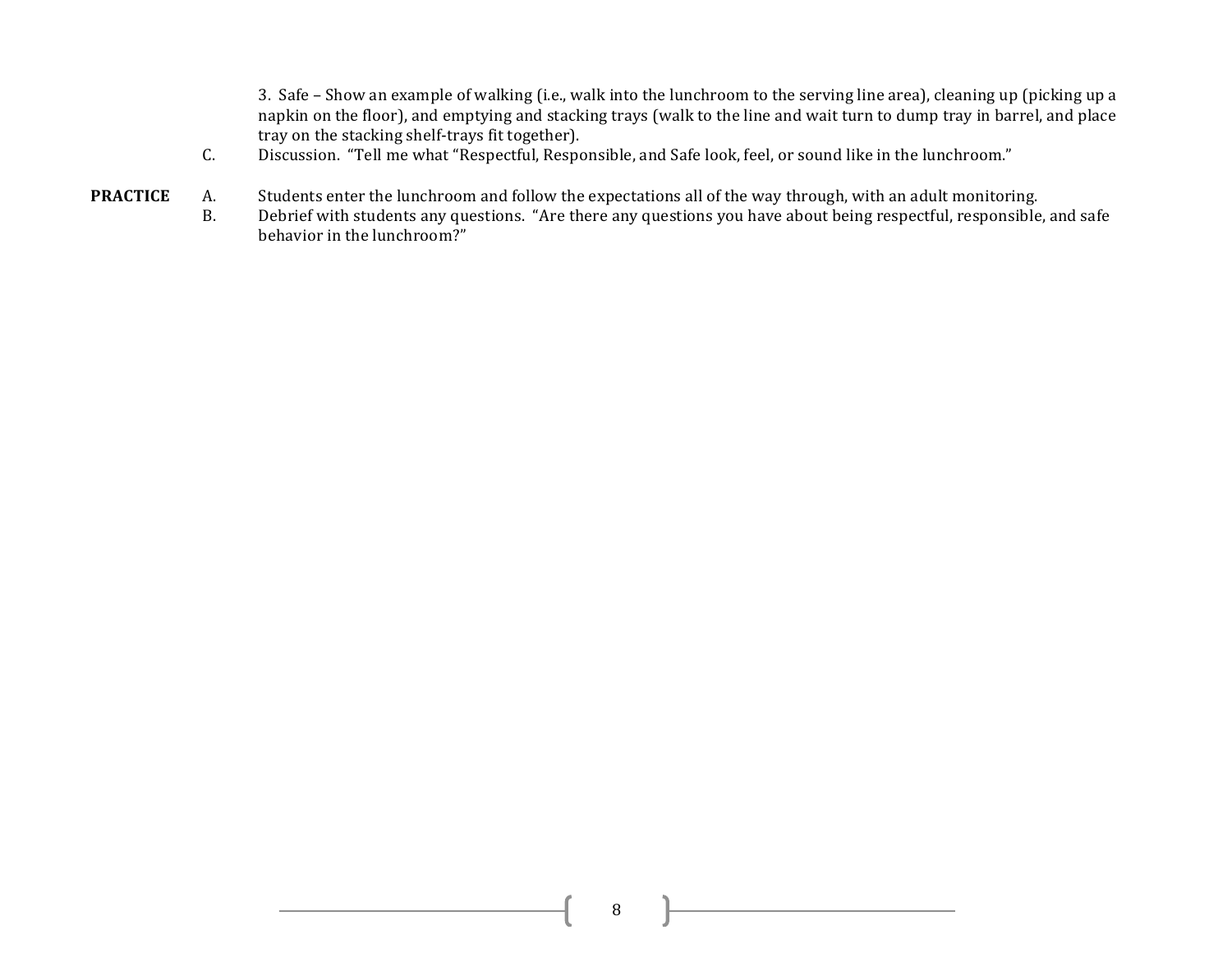3. Safe – Show an example of walking (i.e., walk into the lunchroom to the serving line area), cleaning up (picking up a napkin on the floor), and emptying and stacking trays (walk to the line and wait turn to dump tray in barrel, and place tray on the stacking shelf-trays fit together).

C. Discussion. "Tell me what "Respectful, Responsible, and Safe look, feel, or sound like in the lunchroom."

**PRACTICE**

A. Students enter the lunchroom and follow the expectations all of the way through, with an adult monitoring.

B. Debrief with students any questions. "Are there any questions you have about being respectful, responsible, and safe behavior in the lunchroom?"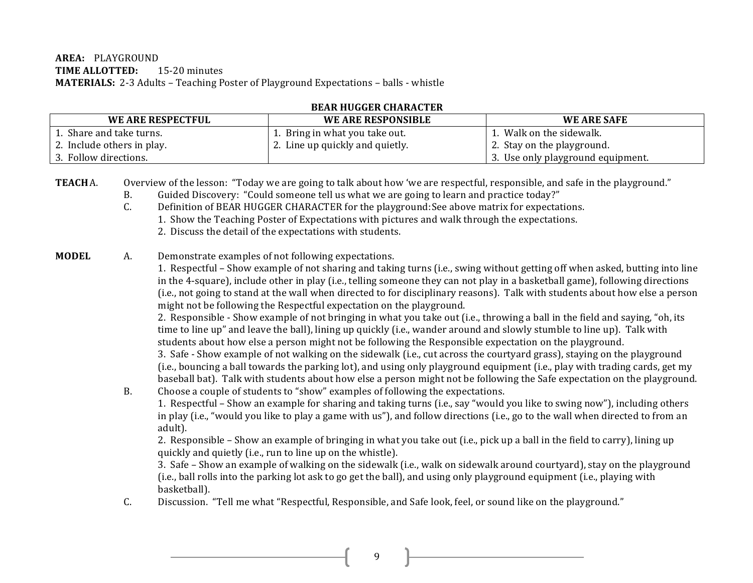**AREA:** PLAYGROUND
**TIME ALLOTTED:** 15-20 minutes
**MATERIALS:** 2-3 Adults – Teaching Poster of Playground Expectations – balls - whistle

**BEAR HUGGER CHARACTER**

| WE ARE RESPECTFUL | WE ARE RESPONSIBLE | WE ARE SAFE |
|---|---|---|
| 1. Share and take turns.<br>2. Include others in play.<br>3. Follow directions. | 1. Bring in what you take out.<br>2. Line up quickly and quietly. | 1. Walk on the sidewalk.<br>2. Stay on the playground.<br>3. Use only playground equipment. |

**TEACH**

A. Overview of the lesson: "Today we are going to talk about how 'we are respectful, responsible, and safe in the playground."

B. Guided Discovery: "Could someone tell us what we are going to learn and practice today?"

C. Definition of BEAR HUGGER CHARACTER for the playground: See above matrix for expectations.
   1. Show the Teaching Poster of Expectations with pictures and walk through the expectations.
   2. Discuss the detail of the expectations with students.

**MODEL**

A. Demonstrate examples of not following expectations.
   1. Respectful – Show example of not sharing and taking turns (i.e., swing without getting off when asked, butting into line in the 4-square), include other in play (i.e., telling someone they can not play in a basketball game), following directions (i.e., not going to stand at the wall when directed to for disciplinary reasons). Talk with students about how else a person might not be following the Respectful expectation on the playground.
   2. Responsible - Show example of not bringing in what you take out (i.e., throwing a ball in the field and saying, "oh, its time to line up" and leave the ball), lining up quickly (i.e., wander around and slowly stumble to line up). Talk with students about how else a person might not be following the Responsible expectation on the playground.
   3. Safe - Show example of not walking on the sidewalk (i.e., cut across the courtyard grass), staying on the playground (i.e., bouncing a ball towards the parking lot), and using only playground equipment (i.e., play with trading cards, get my baseball bat). Talk with students about how else a person might not be following the Safe expectation on the playground.

B. Choose a couple of students to "show" examples of following the expectations.
   1. Respectful – Show an example for sharing and taking turns (i.e., say "would you like to swing now"), including others in play (i.e., "would you like to play a game with us"), and follow directions (i.e., go to the wall when directed to from an adult).
   2. Responsible – Show an example of bringing in what you take out (i.e., pick up a ball in the field to carry), lining up quickly and quietly (i.e., run to line up on the whistle).
   3. Safe – Show an example of walking on the sidewalk (i.e., walk on sidewalk around courtyard), stay on the playground (i.e., ball rolls into the parking lot ask to go get the ball), and using only playground equipment (i.e., playing with basketball).

C. Discussion. "Tell me what "Respectful, Responsible, and Safe look, feel, or sound like on the playground."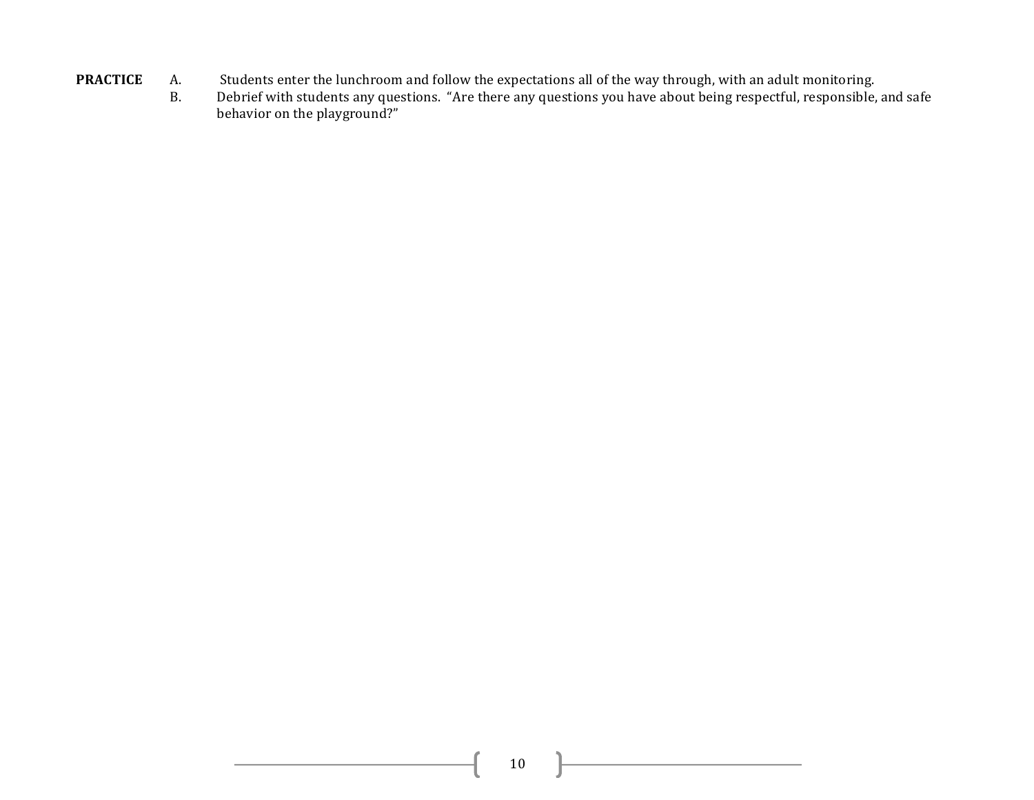**PRACTICE**

A. Students enter the lunchroom and follow the expectations all of the way through, with an adult monitoring.

B. Debrief with students any questions. "Are there any questions you have about being respectful, responsible, and safe behavior on the playground?"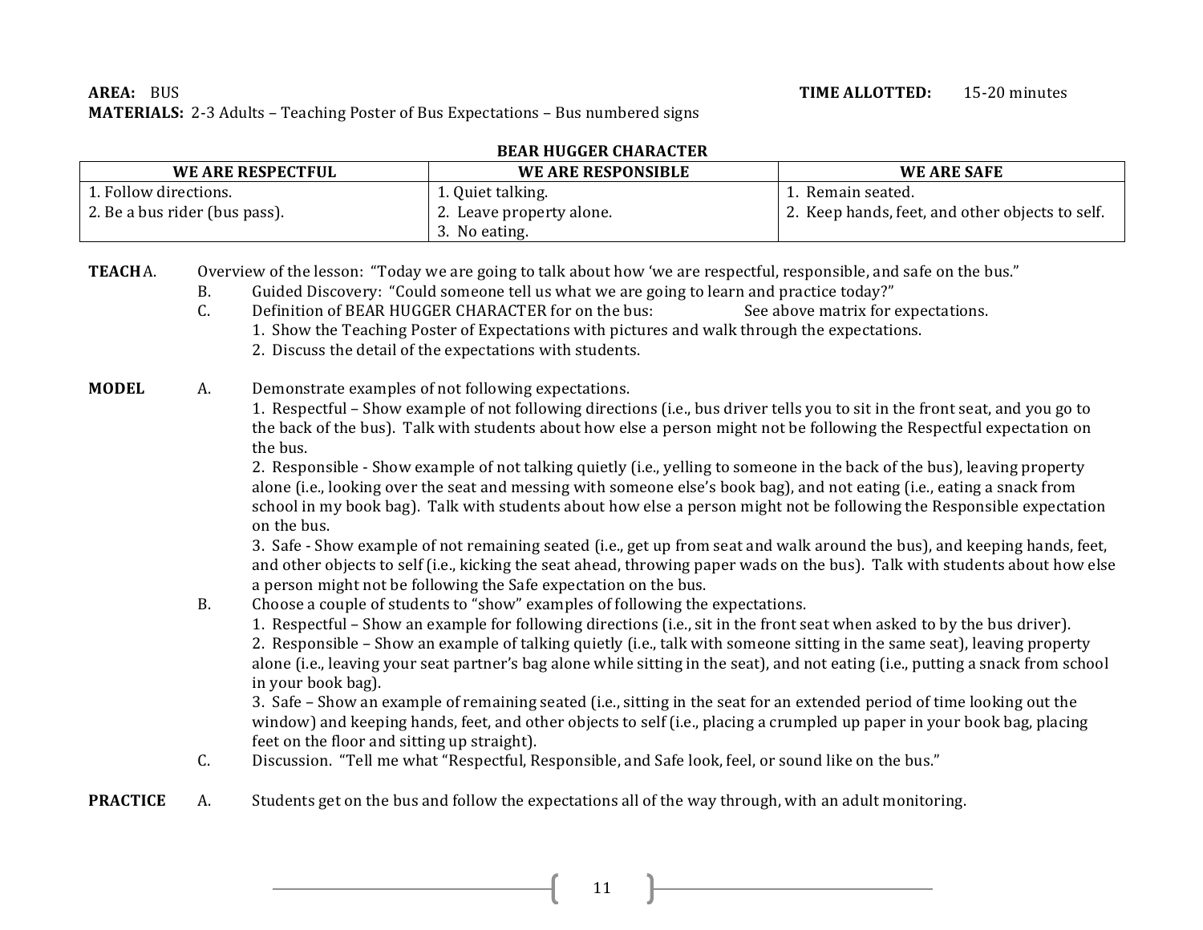**AREA:** BUS **TIME ALLOTTED:** 15-20 minutes

**MATERIALS:** 2-3 Adults – Teaching Poster of Bus Expectations – Bus numbered signs

**BEAR HUGGER CHARACTER**

| WE ARE RESPECTFUL | WE ARE RESPONSIBLE | WE ARE SAFE |
|---|---|---|
| 1. Follow directions.<br>2. Be a bus rider (bus pass). | 1. Quiet talking.<br>2. Leave property alone.<br>3. No eating. | 1. Remain seated.<br>2. Keep hands, feet, and other objects to self. |

**TEACH**

A. Overview of the lesson: "Today we are going to talk about how 'we are respectful, responsible, and safe on the bus."

B. Guided Discovery: "Could someone tell us what we are going to learn and practice today?"

C. Definition of BEAR HUGGER CHARACTER for on the bus: See above matrix for expectations.

1. Show the Teaching Poster of Expectations with pictures and walk through the expectations.
2. Discuss the detail of the expectations with students.

**MODEL**

A. Demonstrate examples of not following expectations.

1. Respectful – Show example of not following directions (i.e., bus driver tells you to sit in the front seat, and you go to the back of the bus). Talk with students about how else a person might not be following the Respectful expectation on the bus.
2. Responsible - Show example of not talking quietly (i.e., yelling to someone in the back of the bus), leaving property alone (i.e., looking over the seat and messing with someone else's book bag), and not eating (i.e., eating a snack from school in my book bag). Talk with students about how else a person might not be following the Responsible expectation on the bus.
3. Safe - Show example of not remaining seated (i.e., get up from seat and walk around the bus), and keeping hands, feet, and other objects to self (i.e., kicking the seat ahead, throwing paper wads on the bus). Talk with students about how else a person might not be following the Safe expectation on the bus.

B. Choose a couple of students to "show" examples of following the expectations.

1. Respectful – Show an example for following directions (i.e., sit in the front seat when asked to by the bus driver).
2. Responsible – Show an example of talking quietly (i.e., talk with someone sitting in the same seat), leaving property alone (i.e., leaving your seat partner's bag alone while sitting in the seat), and not eating (i.e., putting a snack from school in your book bag).
3. Safe – Show an example of remaining seated (i.e., sitting in the seat for an extended period of time looking out the window) and keeping hands, feet, and other objects to self (i.e., placing a crumpled up paper in your book bag, placing feet on the floor and sitting up straight).

C. Discussion. "Tell me what "Respectful, Responsible, and Safe look, feel, or sound like on the bus."

**PRACTICE**

A. Students get on the bus and follow the expectations all of the way through, with an adult monitoring.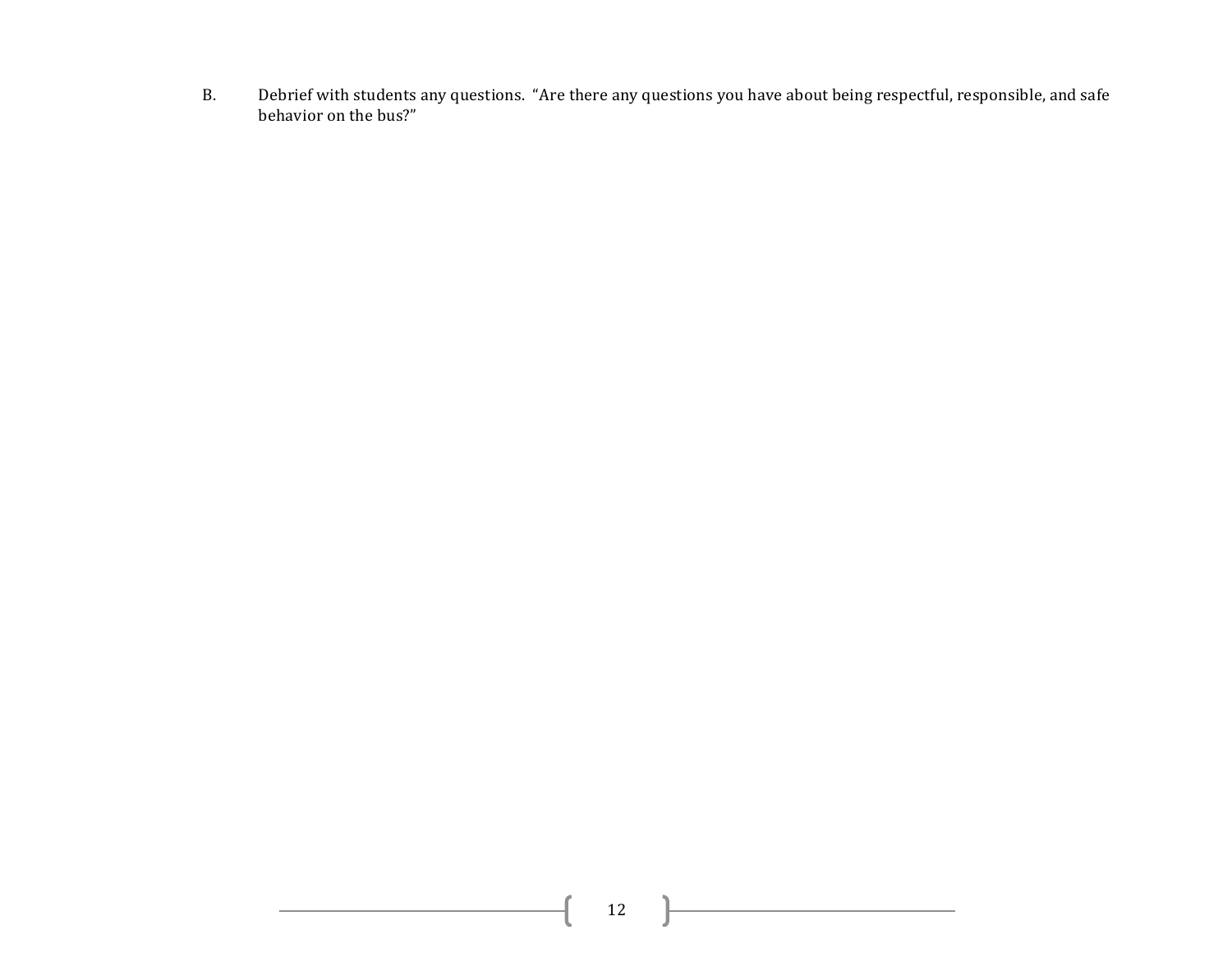B. Debrief with students any questions. "Are there any questions you have about being respectful, responsible, and safe behavior on the bus?"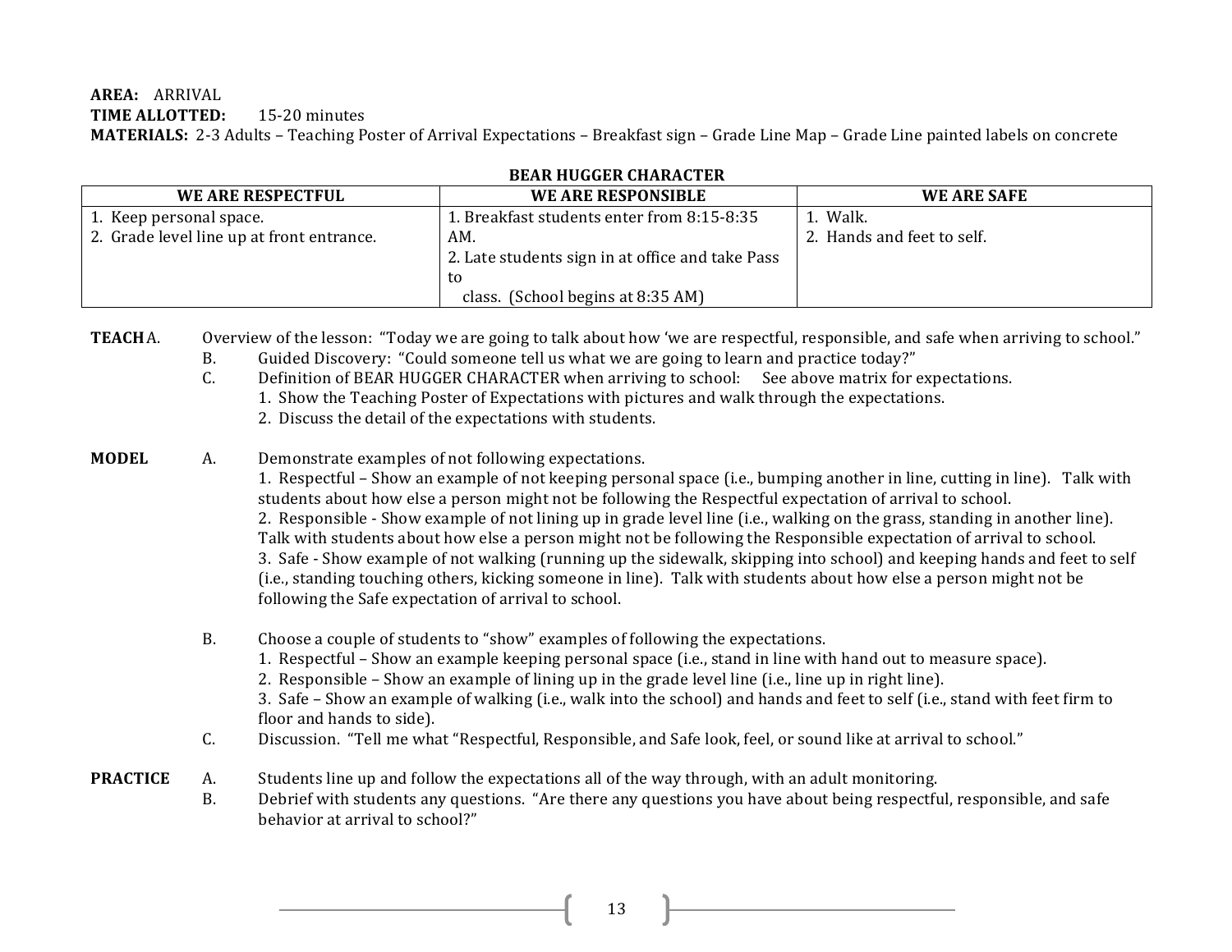**AREA:** ARRIVAL
**TIME ALLOTTED:** 15-20 minutes
**MATERIALS:** 2-3 Adults – Teaching Poster of Arrival Expectations – Breakfast sign – Grade Line Map – Grade Line painted labels on concrete

**BEAR HUGGER CHARACTER**

| WE ARE RESPECTFUL | WE ARE RESPONSIBLE | WE ARE SAFE |
|---|---|---|
| 1. Keep personal space.<br>2. Grade level line up at front entrance. | 1. Breakfast students enter from 8:15-8:35 AM.<br>2. Late students sign in at office and take Pass to class. (School begins at 8:35 AM) | 1. Walk.<br>2. Hands and feet to self. |

**TEACH**

A. Overview of the lesson: "Today we are going to talk about how 'we are respectful, responsible, and safe when arriving to school."

B. Guided Discovery: "Could someone tell us what we are going to learn and practice today?"

C. Definition of BEAR HUGGER CHARACTER when arriving to school: See above matrix for expectations.
   1. Show the Teaching Poster of Expectations with pictures and walk through the expectations.
   2. Discuss the detail of the expectations with students.

**MODEL**

A. Demonstrate examples of not following expectations.
   1. Respectful – Show an example of not keeping personal space (i.e., bumping another in line, cutting in line). Talk with students about how else a person might not be following the Respectful expectation of arrival to school.
   2. Responsible - Show example of not lining up in grade level line (i.e., walking on the grass, standing in another line). Talk with students about how else a person might not be following the Responsible expectation of arrival to school.
   3. Safe - Show example of not walking (running up the sidewalk, skipping into school) and keeping hands and feet to self (i.e., standing touching others, kicking someone in line). Talk with students about how else a person might not be following the Safe expectation of arrival to school.

B. Choose a couple of students to "show" examples of following the expectations.
   1. Respectful – Show an example keeping personal space (i.e., stand in line with hand out to measure space).
   2. Responsible – Show an example of lining up in the grade level line (i.e., line up in right line).
   3. Safe – Show an example of walking (i.e., walk into the school) and hands and feet to self (i.e., stand with feet firm to floor and hands to side).

C. Discussion. "Tell me what "Respectful, Responsible, and Safe look, feel, or sound like at arrival to school."

**PRACTICE**

A. Students line up and follow the expectations all of the way through, with an adult monitoring.

B. Debrief with students any questions. "Are there any questions you have about being respectful, responsible, and safe behavior at arrival to school?"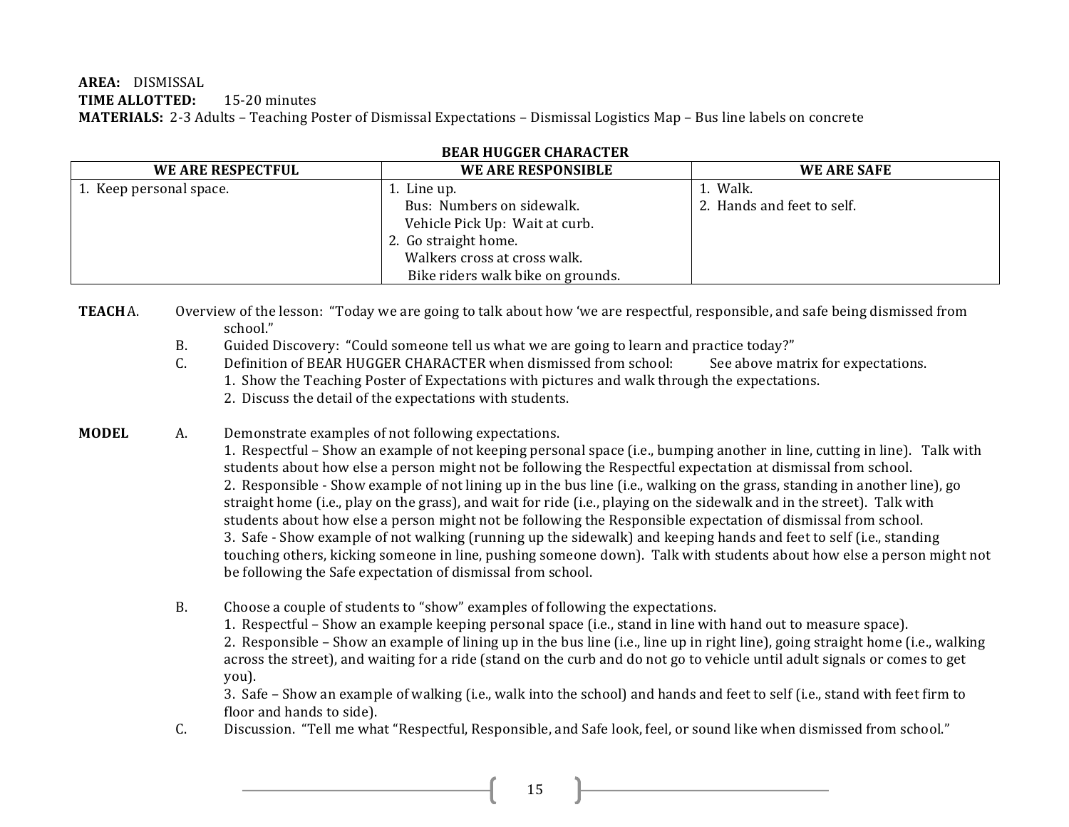**AREA:** DISMISSAL
**TIME ALLOTTED:** 15-20 minutes
**MATERIALS:** 2-3 Adults – Teaching Poster of Dismissal Expectations – Dismissal Logistics Map – Bus line labels on concrete

**BEAR HUGGER CHARACTER**

| WE ARE RESPECTFUL | WE ARE RESPONSIBLE | WE ARE SAFE |
|---|---|---|
| 1. Keep personal space. | 1. Line up.<br>Bus: Numbers on sidewalk.<br>Vehicle Pick Up: Wait at curb.<br>2. Go straight home.<br>Walkers cross at cross walk.<br>Bike riders walk bike on grounds. | 1. Walk.<br>2. Hands and feet to self. |

**TEACH**

A. Overview of the lesson: "Today we are going to talk about how 'we are respectful, responsible, and safe being dismissed from school."

B. Guided Discovery: "Could someone tell us what we are going to learn and practice today?"

C. Definition of BEAR HUGGER CHARACTER when dismissed from school: See above matrix for expectations.
   1. Show the Teaching Poster of Expectations with pictures and walk through the expectations.
   2. Discuss the detail of the expectations with students.

**MODEL**

A. Demonstrate examples of not following expectations.
   1. Respectful – Show an example of not keeping personal space (i.e., bumping another in line, cutting in line). Talk with students about how else a person might not be following the Respectful expectation at dismissal from school.
   2. Responsible - Show example of not lining up in the bus line (i.e., walking on the grass, standing in another line), go straight home (i.e., play on the grass), and wait for ride (i.e., playing on the sidewalk and in the street). Talk with students about how else a person might not be following the Responsible expectation of dismissal from school.
   3. Safe - Show example of not walking (running up the sidewalk) and keeping hands and feet to self (i.e., standing touching others, kicking someone in line, pushing someone down). Talk with students about how else a person might not be following the Safe expectation of dismissal from school.

B. Choose a couple of students to "show" examples of following the expectations.
   1. Respectful – Show an example keeping personal space (i.e., stand in line with hand out to measure space).
   2. Responsible – Show an example of lining up in the bus line (i.e., line up in right line), going straight home (i.e., walking across the street), and waiting for a ride (stand on the curb and do not go to vehicle until adult signals or comes to get you).
   3. Safe – Show an example of walking (i.e., walk into the school) and hands and feet to self (i.e., stand with feet firm to floor and hands to side).

C. Discussion. "Tell me what "Respectful, Responsible, and Safe look, feel, or sound like when dismissed from school."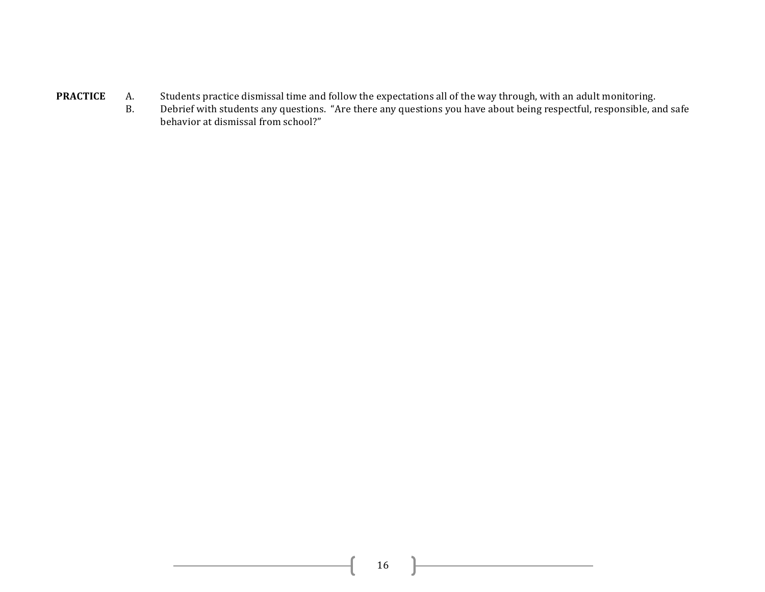**PRACTICE**

A. Students practice dismissal time and follow the expectations all of the way through, with an adult monitoring.

B. Debrief with students any questions. "Are there any questions you have about being respectful, responsible, and safe behavior at dismissal from school?"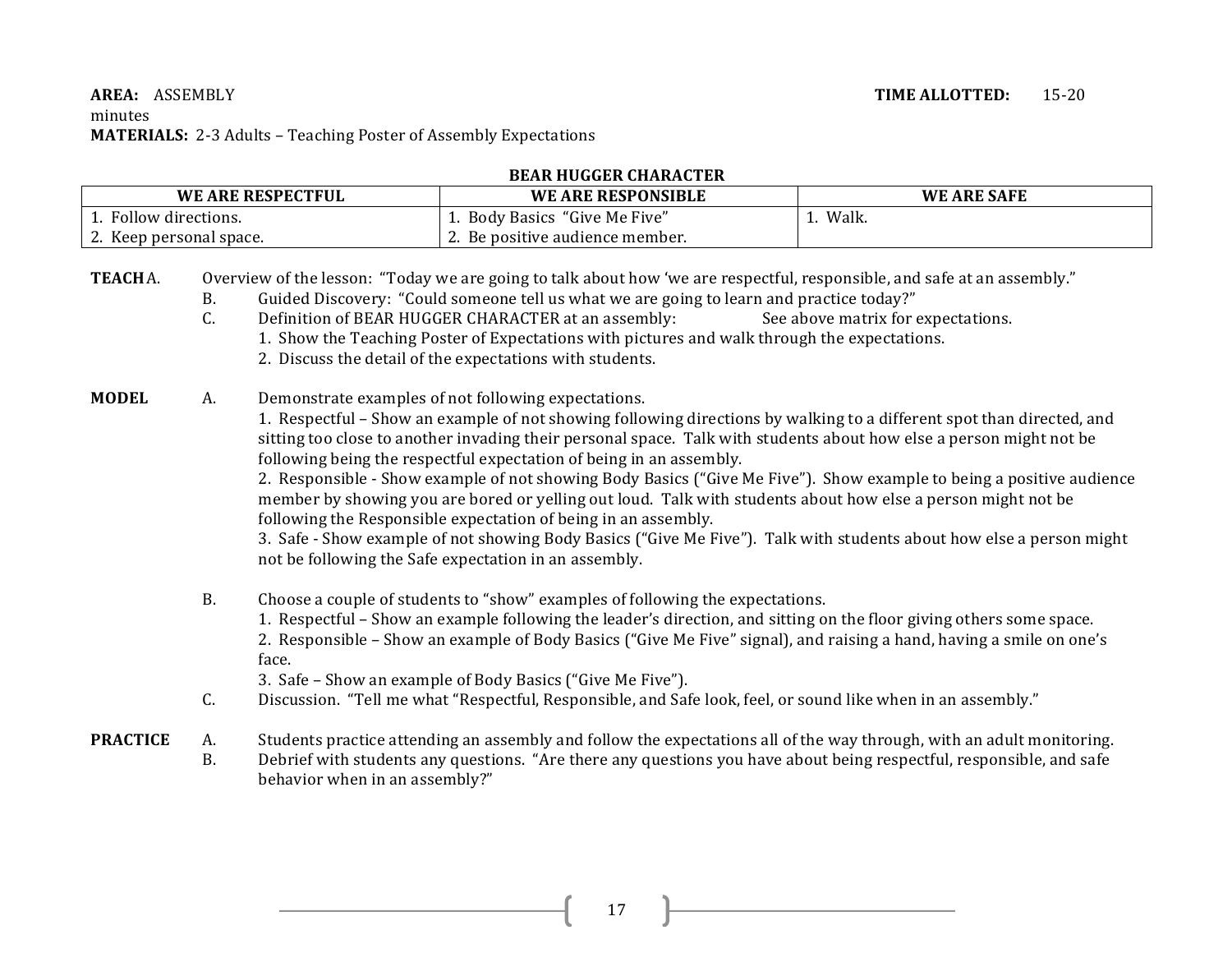**AREA:** ASSEMBLY **TIME ALLOTTED:** 15-20 minutes

**MATERIALS:** 2-3 Adults – Teaching Poster of Assembly Expectations

**BEAR HUGGER CHARACTER**

| WE ARE RESPECTFUL | WE ARE RESPONSIBLE | WE ARE SAFE |
|---|---|---|
| 1. Follow directions.<br>2. Keep personal space. | 1. Body Basics "Give Me Five"<br>2. Be positive audience member. | 1. Walk. |

**TEACH**

A. Overview of the lesson: "Today we are going to talk about how 'we are respectful, responsible, and safe at an assembly."

B. Guided Discovery: "Could someone tell us what we are going to learn and practice today?"

C. Definition of BEAR HUGGER CHARACTER at an assembly: See above matrix for expectations.

1. Show the Teaching Poster of Expectations with pictures and walk through the expectations.
2. Discuss the detail of the expectations with students.

**MODEL**

A. Demonstrate examples of not following expectations.

1. Respectful – Show an example of not showing following directions by walking to a different spot than directed, and sitting too close to another invading their personal space. Talk with students about how else a person might not be following being the respectful expectation of being in an assembly.
2. Responsible - Show example of not showing Body Basics ("Give Me Five"). Show example to being a positive audience member by showing you are bored or yelling out loud. Talk with students about how else a person might not be following the Responsible expectation of being in an assembly.
3. Safe - Show example of not showing Body Basics ("Give Me Five"). Talk with students about how else a person might not be following the Safe expectation in an assembly.

B. Choose a couple of students to "show" examples of following the expectations.

1. Respectful – Show an example following the leader's direction, and sitting on the floor giving others some space.
2. Responsible – Show an example of Body Basics ("Give Me Five" signal), and raising a hand, having a smile on one's face.
3. Safe – Show an example of Body Basics ("Give Me Five").

C. Discussion. "Tell me what "Respectful, Responsible, and Safe look, feel, or sound like when in an assembly."

**PRACTICE**

A. Students practice attending an assembly and follow the expectations all of the way through, with an adult monitoring.

B. Debrief with students any questions. "Are there any questions you have about being respectful, responsible, and safe behavior when in an assembly?"